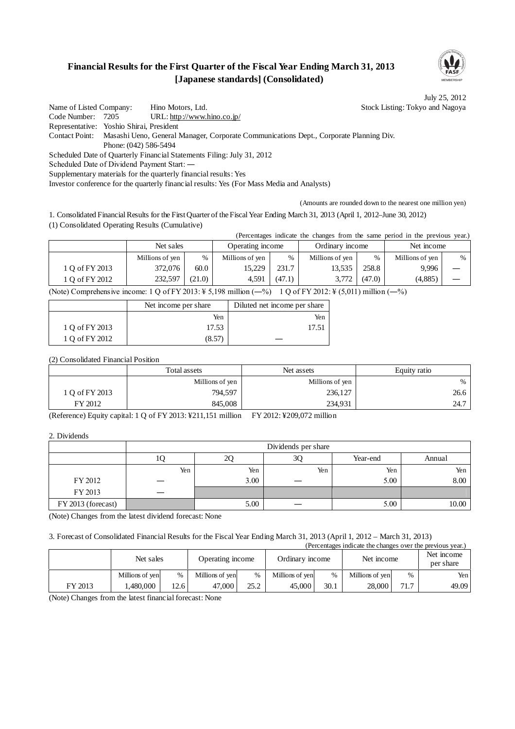# Financial Results for the First Quarter of the Fiscal Year Ending March 31, 2013 [Japanese standards] (Consolidated)

July 25, 2012

Name of Listed Company: Hino Motors, Ltd. Stock Listing: Tokyo and Nagoya
Code Number: 7205 URL: http://www.hino.co.jp/
Representative: Yoshio Shirai, President
Contact Point: Masashi Ueno, General Manager, Corporate Communications Dept., Corporate Planning Div.
Phone: (042) 586-5494
Scheduled Date of Quarterly Financial Statements Filing: July 31, 2012
Scheduled Date of Dividend Payment Start: —
Supplementary materials for the quarterly financial results: Yes
Investor conference for the quarterly financial results: Yes (For Mass Media and Analysts)

(Amounts are rounded down to the nearest one million yen)

1. Consolidated Financial Results for the First Quarter of the Fiscal Year Ending March 31, 2013 (April 1, 2012–June 30, 2012)

(1) Consolidated Operating Results (Cumulative)

(Percentages indicate the changes from the same period in the previous year.)

| | Net sales | | Operating income | | Ordinary income | | Net income | |
|---|---|---|---|---|---|---|---|---|
| | Millions of yen | % | Millions of yen | % | Millions of yen | % | Millions of yen | % |
| 1 Q of FY 2013 | 372,076 | 60.0 | 15,229 | 231.7 | 13,535 | 258.8 | 9,996 | — |
| 1 Q of FY 2012 | 232,597 | (21.0) | 4,591 | (47.1) | 3,772 | (47.0) | (4,885) | — |

(Note) Comprehensive income: 1 Q of FY 2013: ¥ 5,198 million (—%) 1 Q of FY 2012: ¥ (5,011) million (—%)

| | Net income per share | Diluted net income per share |
|---|---|---|
| | Yen | Yen |
| 1 Q of FY 2013 | 17.53 | 17.51 |
| 1 Q of FY 2012 | (8.57) | — |

(2) Consolidated Financial Position

| | Total assets | Net assets | Equity ratio |
|---|---|---|---|
| | Millions of yen | Millions of yen | % |
| 1 Q of FY 2013 | 794,597 | 236,127 | 26.6 |
| FY 2012 | 845,008 | 234,931 | 24.7 |

(Reference) Equity capital: 1 Q of FY 2013: ¥211,151 million FY 2012: ¥209,072 million

2. Dividends

| | Dividends per share | | | | |
|---|---|---|---|---|---|
| | 1Q | 2Q | 3Q | Year-end | Annual |
| | Yen | Yen | Yen | Yen | Yen |
| FY 2012 | — | 3.00 | — | 5.00 | 8.00 |
| FY 2013 | — | | | | |
| FY 2013 (forecast) | | 5.00 | — | 5.00 | 10.00 |

(Note) Changes from the latest dividend forecast: None

3. Forecast of Consolidated Financial Results for the Fiscal Year Ending March 31, 2013 (April 1, 2012 – March 31, 2013)

(Percentages indicate the changes over the previous year.)

| | Net sales | | Operating income | | Ordinary income | | Net income | | Net income per share |
|---|---|---|---|---|---|---|---|---|---|
| | Millions of yen | % | Millions of yen | % | Millions of yen | % | Millions of yen | % | Yen |
| FY 2013 | 1,480,000 | 12.6 | 47,000 | 25.2 | 45,000 | 30.1 | 28,000 | 71.7 | 49.09 |

(Note) Changes from the latest financial forecast: None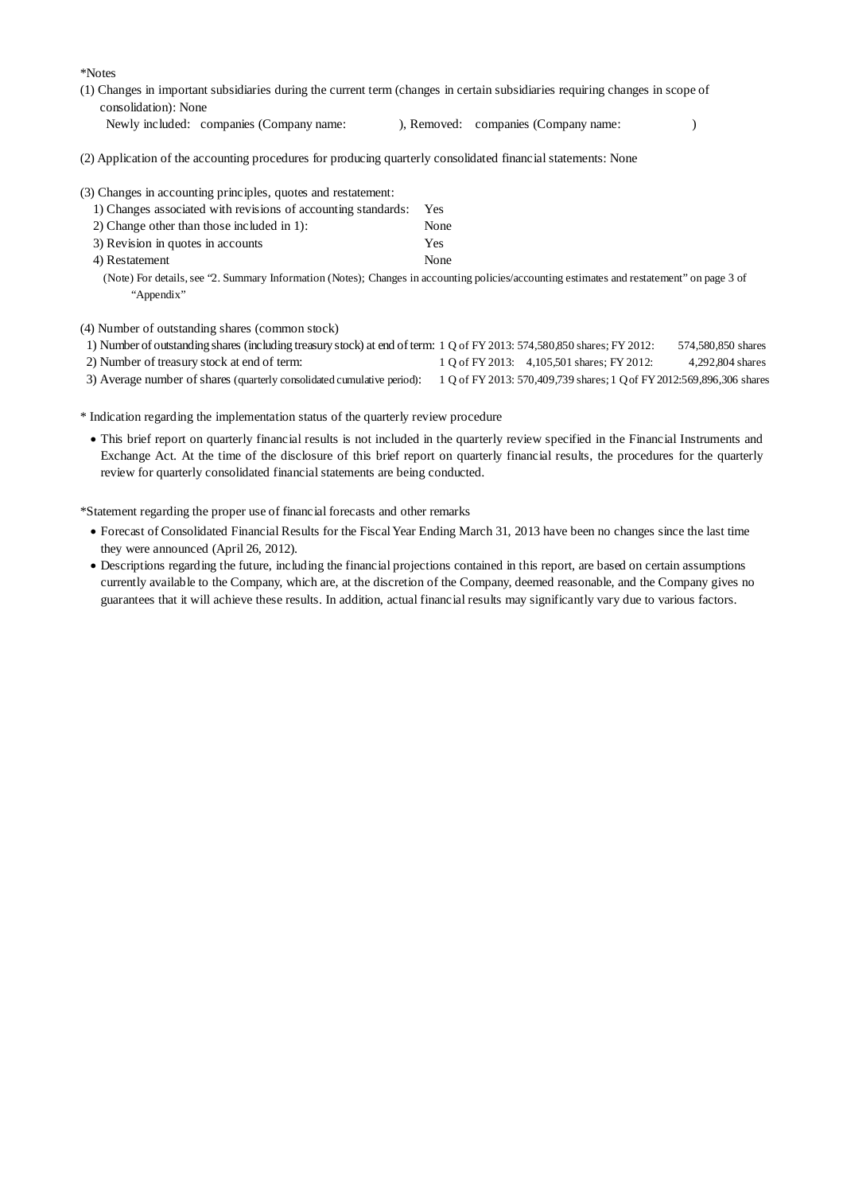*Notes

(1) Changes in important subsidiaries during the current term (changes in certain subsidiaries requiring changes in scope of consolidation): None

Newly included: companies (Company name: ), Removed: companies (Company name: )

(2) Application of the accounting procedures for producing quarterly consolidated financial statements: None

(3) Changes in accounting principles, quotes and restatement:

| | |
|---|---|
| 1) Changes associated with revisions of accounting standards: | Yes |
| 2) Change other than those included in 1): | None |
| 3) Revision in quotes in accounts | Yes |
| 4) Restatement | None |

(Note) For details, see "2. Summary Information (Notes); Changes in accounting policies/accounting estimates and restatement" on page 3 of "Appendix"

(4) Number of outstanding shares (common stock)

| | | |
|---|---|---|
| 1) Number of outstanding shares (including treasury stock) at end of term: | 1 Q of FY 2013: 574,580,850 shares; FY 2012: | 574,580,850 shares |
| 2) Number of treasury stock at end of term: | 1 Q of FY 2013: 4,105,501 shares; FY 2012: | 4,292,804 shares |
| 3) Average number of shares (quarterly consolidated cumulative period): | 1 Q of FY 2013: 570,409,739 shares; 1 Q of FY 2012: | 569,896,306 shares |

* Indication regarding the implementation status of the quarterly review procedure

- This brief report on quarterly financial results is not included in the quarterly review specified in the Financial Instruments and Exchange Act. At the time of the disclosure of this brief report on quarterly financial results, the procedures for the quarterly review for quarterly consolidated financial statements are being conducted.

*Statement regarding the proper use of financial forecasts and other remarks

- Forecast of Consolidated Financial Results for the Fiscal Year Ending March 31, 2013 have been no changes since the last time they were announced (April 26, 2012).
- Descriptions regarding the future, including the financial projections contained in this report, are based on certain assumptions currently available to the Company, which are, at the discretion of the Company, deemed reasonable, and the Company gives no guarantees that it will achieve these results. In addition, actual financial results may significantly vary due to various factors.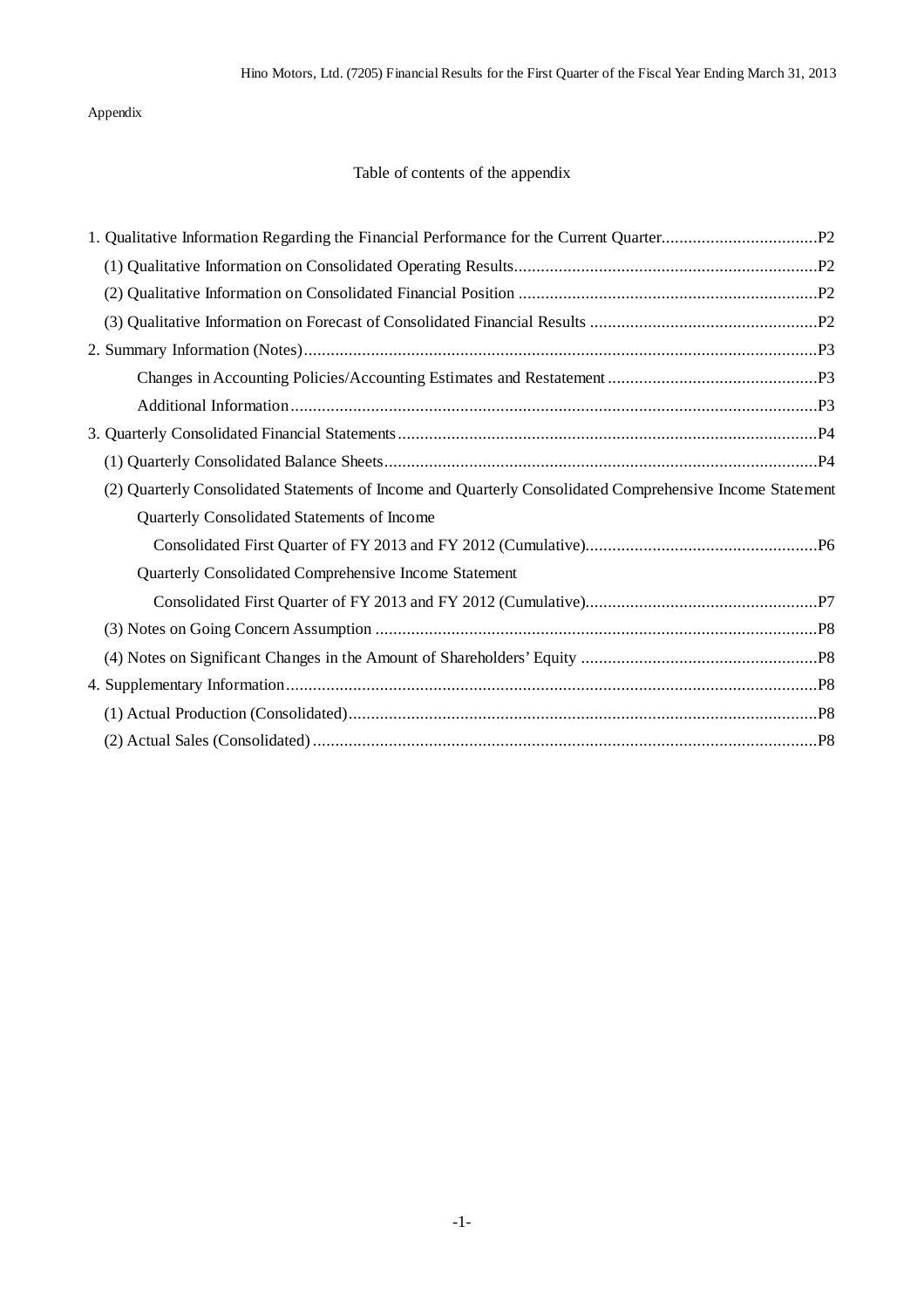Appendix

## Table of contents of the appendix

1. Qualitative Information Regarding the Financial Performance for the Current Quarter....................................P2
   - (1) Qualitative Information on Consolidated Operating Results....................................................................P2
   - (2) Qualitative Information on Consolidated Financial Position ...................................................................P2
   - (3) Qualitative Information on Forecast of Consolidated Financial Results ...................................................P2
2. Summary Information (Notes)...................................................................................................................P3
   - Changes in Accounting Policies/Accounting Estimates and Restatement ...............................................P3
   - Additional Information ......................................................................................................................P3
3. Quarterly Consolidated Financial Statements..............................................................................................P4
   - (1) Quarterly Consolidated Balance Sheets.................................................................................................P4
   - (2) Quarterly Consolidated Statements of Income and Quarterly Consolidated Comprehensive Income Statement
     - Quarterly Consolidated Statements of Income
       - Consolidated First Quarter of FY 2013 and FY 2012 (Cumulative)....................................................P6
     - Quarterly Consolidated Comprehensive Income Statement
       - Consolidated First Quarter of FY 2013 and FY 2012 (Cumulative)....................................................P7
   - (3) Notes on Going Concern Assumption ...................................................................................................P8
   - (4) Notes on Significant Changes in the Amount of Shareholders' Equity .....................................................P8
4. Supplementary Information.......................................................................................................................P8
   - (1) Actual Production (Consolidated).........................................................................................................P8
   - (2) Actual Sales (Consolidated) .................................................................................................................P8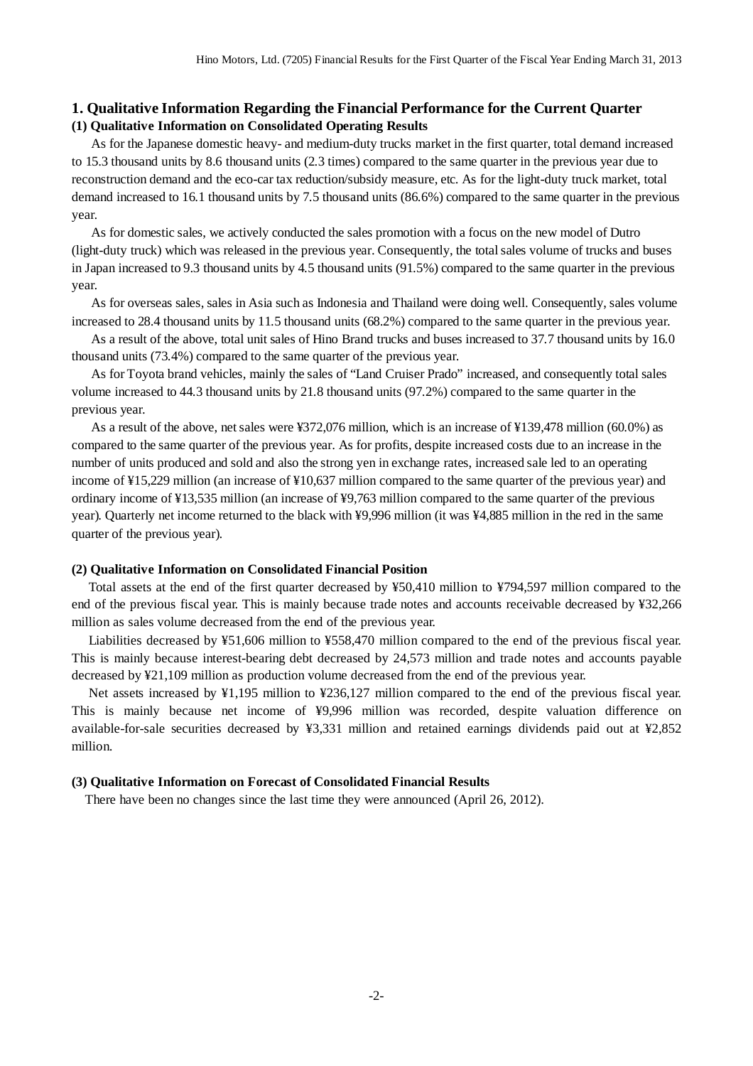## 1. Qualitative Information Regarding the Financial Performance for the Current Quarter

### (1) Qualitative Information on Consolidated Operating Results

As for the Japanese domestic heavy- and medium-duty trucks market in the first quarter, total demand increased to 15.3 thousand units by 8.6 thousand units (2.3 times) compared to the same quarter in the previous year due to reconstruction demand and the eco-car tax reduction/subsidy measure, etc. As for the light-duty truck market, total demand increased to 16.1 thousand units by 7.5 thousand units (86.6%) compared to the same quarter in the previous year.

As for domestic sales, we actively conducted the sales promotion with a focus on the new model of Dutro (light-duty truck) which was released in the previous year. Consequently, the total sales volume of trucks and buses in Japan increased to 9.3 thousand units by 4.5 thousand units (91.5%) compared to the same quarter in the previous year.

As for overseas sales, sales in Asia such as Indonesia and Thailand were doing well. Consequently, sales volume increased to 28.4 thousand units by 11.5 thousand units (68.2%) compared to the same quarter in the previous year.

As a result of the above, total unit sales of Hino Brand trucks and buses increased to 37.7 thousand units by 16.0 thousand units (73.4%) compared to the same quarter of the previous year.

As for Toyota brand vehicles, mainly the sales of "Land Cruiser Prado" increased, and consequently total sales volume increased to 44.3 thousand units by 21.8 thousand units (97.2%) compared to the same quarter in the previous year.

As a result of the above, net sales were ¥372,076 million, which is an increase of ¥139,478 million (60.0%) as compared to the same quarter of the previous year. As for profits, despite increased costs due to an increase in the number of units produced and sold and also the strong yen in exchange rates, increased sale led to an operating income of ¥15,229 million (an increase of ¥10,637 million compared to the same quarter of the previous year) and ordinary income of ¥13,535 million (an increase of ¥9,763 million compared to the same quarter of the previous year). Quarterly net income returned to the black with ¥9,996 million (it was ¥4,885 million in the red in the same quarter of the previous year).

### (2) Qualitative Information on Consolidated Financial Position

Total assets at the end of the first quarter decreased by ¥50,410 million to ¥794,597 million compared to the end of the previous fiscal year. This is mainly because trade notes and accounts receivable decreased by ¥32,266 million as sales volume decreased from the end of the previous year.

Liabilities decreased by ¥51,606 million to ¥558,470 million compared to the end of the previous fiscal year. This is mainly because interest-bearing debt decreased by 24,573 million and trade notes and accounts payable decreased by ¥21,109 million as production volume decreased from the end of the previous year.

Net assets increased by ¥1,195 million to ¥236,127 million compared to the end of the previous fiscal year. This is mainly because net income of ¥9,996 million was recorded, despite valuation difference on available-for-sale securities decreased by ¥3,331 million and retained earnings dividends paid out at ¥2,852 million.

### (3) Qualitative Information on Forecast of Consolidated Financial Results

There have been no changes since the last time they were announced (April 26, 2012).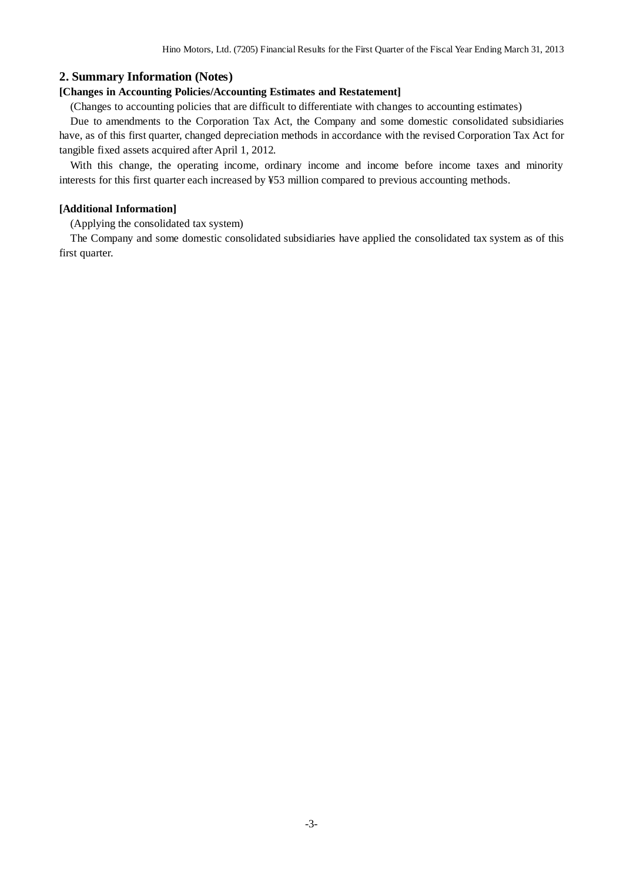## 2. Summary Information (Notes)

**[Changes in Accounting Policies/Accounting Estimates and Restatement]**

(Changes to accounting policies that are difficult to differentiate with changes to accounting estimates)

Due to amendments to the Corporation Tax Act, the Company and some domestic consolidated subsidiaries have, as of this first quarter, changed depreciation methods in accordance with the revised Corporation Tax Act for tangible fixed assets acquired after April 1, 2012.

With this change, the operating income, ordinary income and income before income taxes and minority interests for this first quarter each increased by ¥53 million compared to previous accounting methods.

**[Additional Information]**

(Applying the consolidated tax system)

The Company and some domestic consolidated subsidiaries have applied the consolidated tax system as of this first quarter.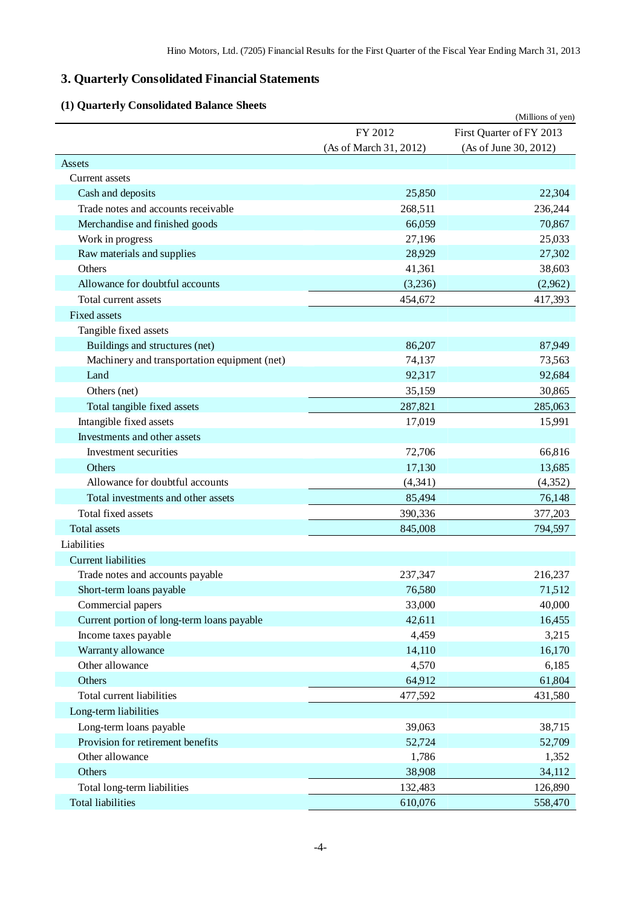## 3. Quarterly Consolidated Financial Statements

### (1) Quarterly Consolidated Balance Sheets

(Millions of yen)

| | FY 2012 (As of March 31, 2012) | First Quarter of FY 2013 (As of June 30, 2012) |
|---|---|---|
| Assets | | |
| Current assets | | |
| Cash and deposits | 25,850 | 22,304 |
| Trade notes and accounts receivable | 268,511 | 236,244 |
| Merchandise and finished goods | 66,059 | 70,867 |
| Work in progress | 27,196 | 25,033 |
| Raw materials and supplies | 28,929 | 27,302 |
| Others | 41,361 | 38,603 |
| Allowance for doubtful accounts | (3,236) | (2,962) |
| Total current assets | 454,672 | 417,393 |
| Fixed assets | | |
| Tangible fixed assets | | |
| Buildings and structures (net) | 86,207 | 87,949 |
| Machinery and transportation equipment (net) | 74,137 | 73,563 |
| Land | 92,317 | 92,684 |
| Others (net) | 35,159 | 30,865 |
| Total tangible fixed assets | 287,821 | 285,063 |
| Intangible fixed assets | 17,019 | 15,991 |
| Investments and other assets | | |
| Investment securities | 72,706 | 66,816 |
| Others | 17,130 | 13,685 |
| Allowance for doubtful accounts | (4,341) | (4,352) |
| Total investments and other assets | 85,494 | 76,148 |
| Total fixed assets | 390,336 | 377,203 |
| Total assets | 845,008 | 794,597 |
| Liabilities | | |
| Current liabilities | | |
| Trade notes and accounts payable | 237,347 | 216,237 |
| Short-term loans payable | 76,580 | 71,512 |
| Commercial papers | 33,000 | 40,000 |
| Current portion of long-term loans payable | 42,611 | 16,455 |
| Income taxes payable | 4,459 | 3,215 |
| Warranty allowance | 14,110 | 16,170 |
| Other allowance | 4,570 | 6,185 |
| Others | 64,912 | 61,804 |
| Total current liabilities | 477,592 | 431,580 |
| Long-term liabilities | | |
| Long-term loans payable | 39,063 | 38,715 |
| Provision for retirement benefits | 52,724 | 52,709 |
| Other allowance | 1,786 | 1,352 |
| Others | 38,908 | 34,112 |
| Total long-term liabilities | 132,483 | 126,890 |
| Total liabilities | 610,076 | 558,470 |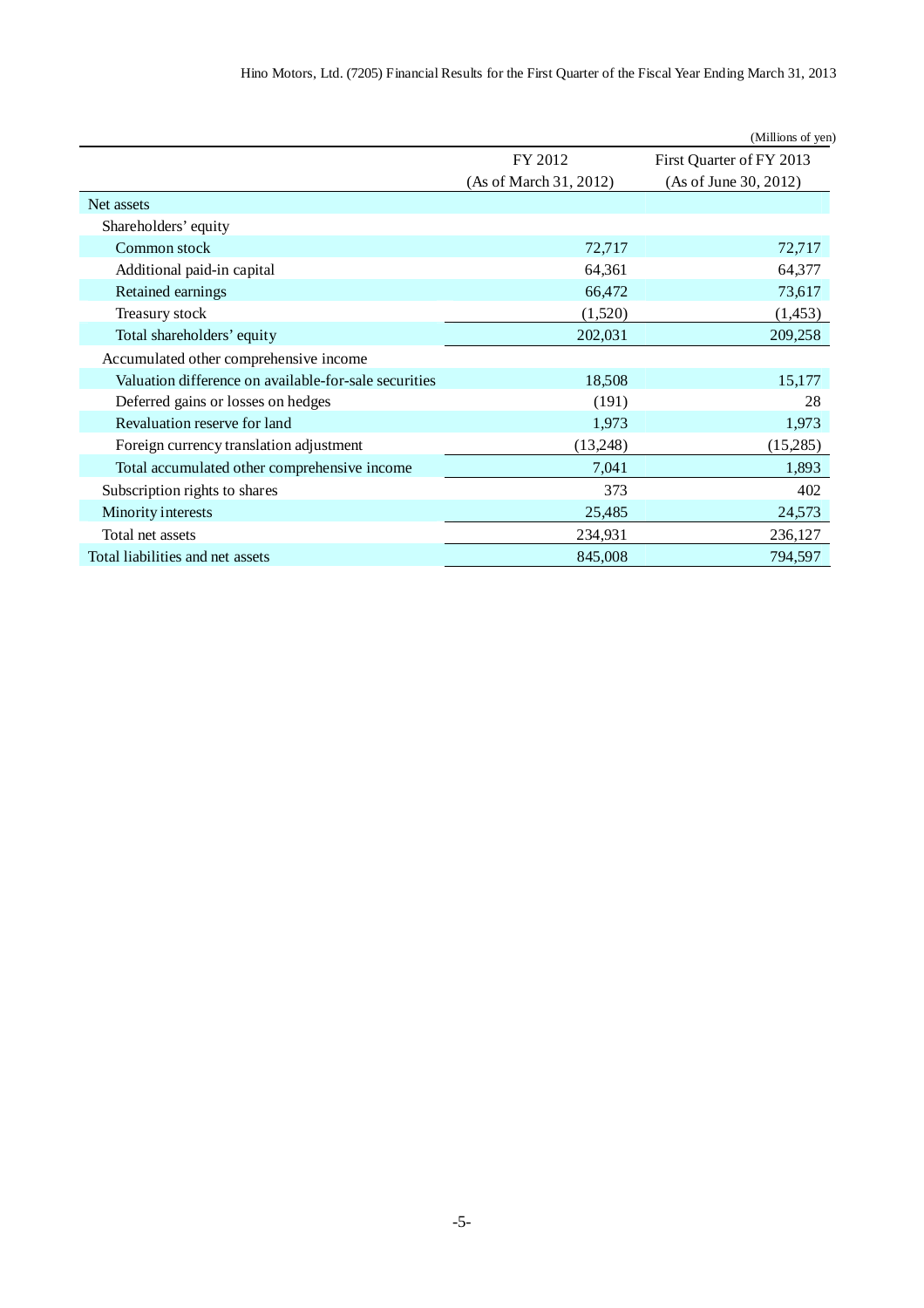(Millions of yen)

| | FY 2012<br>(As of March 31, 2012) | First Quarter of FY 2013<br>(As of June 30, 2012) |
|---|---|---|
| Net assets | | |
| Shareholders' equity | | |
| Common stock | 72,717 | 72,717 |
| Additional paid-in capital | 64,361 | 64,377 |
| Retained earnings | 66,472 | 73,617 |
| Treasury stock | (1,520) | (1,453) |
| Total shareholders' equity | 202,031 | 209,258 |
| Accumulated other comprehensive income | | |
| Valuation difference on available-for-sale securities | 18,508 | 15,177 |
| Deferred gains or losses on hedges | (191) | 28 |
| Revaluation reserve for land | 1,973 | 1,973 |
| Foreign currency translation adjustment | (13,248) | (15,285) |
| Total accumulated other comprehensive income | 7,041 | 1,893 |
| Subscription rights to shares | 373 | 402 |
| Minority interests | 25,485 | 24,573 |
| Total net assets | 234,931 | 236,127 |
| Total liabilities and net assets | 845,008 | 794,597 |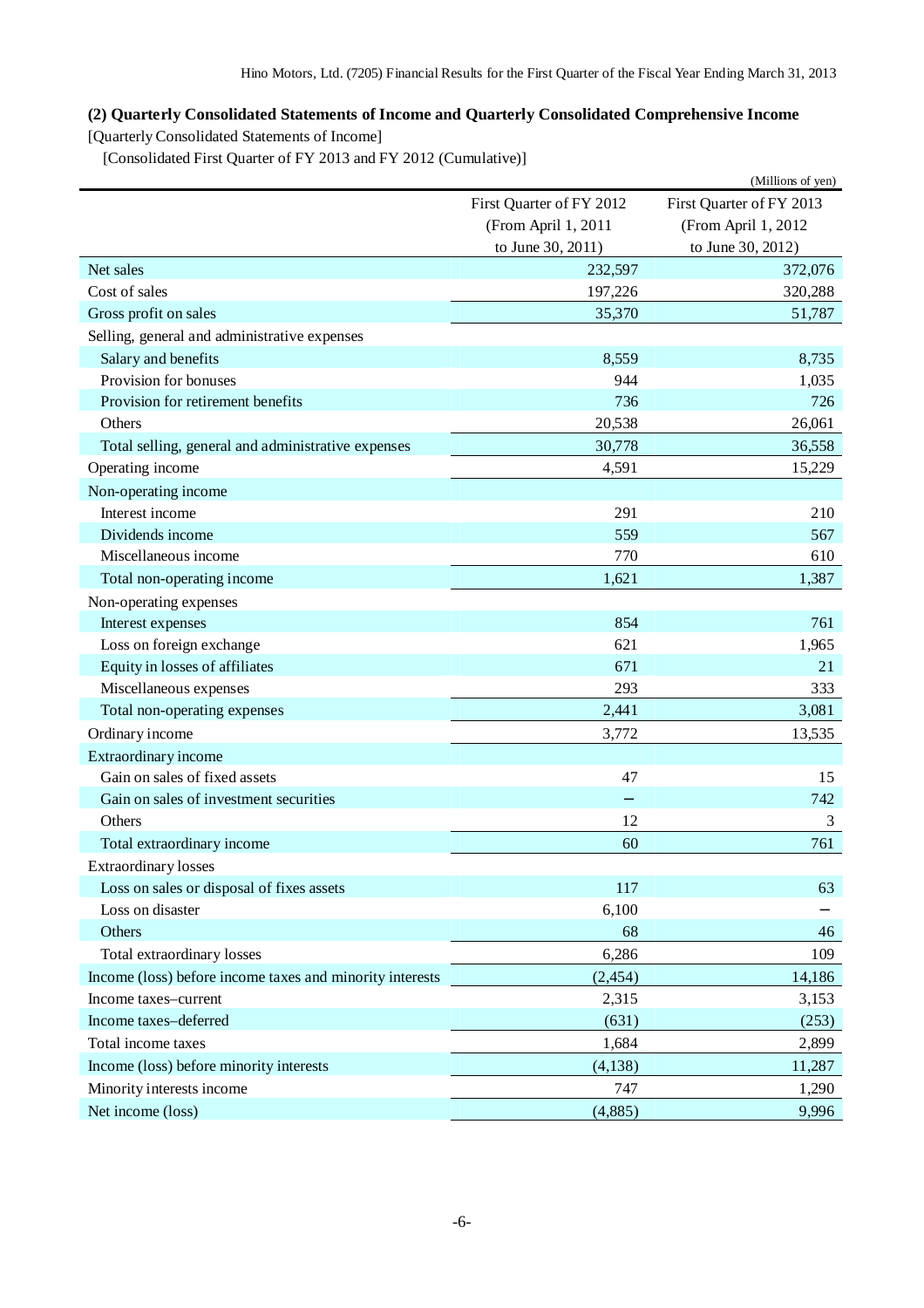### (2) Quarterly Consolidated Statements of Income and Quarterly Consolidated Comprehensive Income

[Quarterly Consolidated Statements of Income]

[Consolidated First Quarter of FY 2013 and FY 2012 (Cumulative)]

(Millions of yen)

| | First Quarter of FY 2012 (From April 1, 2011 to June 30, 2011) | First Quarter of FY 2013 (From April 1, 2012 to June 30, 2012) |
|---|---|---|
| Net sales | 232,597 | 372,076 |
| Cost of sales | 197,226 | 320,288 |
| Gross profit on sales | 35,370 | 51,787 |
| Selling, general and administrative expenses | | |
| Salary and benefits | 8,559 | 8,735 |
| Provision for bonuses | 944 | 1,035 |
| Provision for retirement benefits | 736 | 726 |
| Others | 20,538 | 26,061 |
| Total selling, general and administrative expenses | 30,778 | 36,558 |
| Operating income | 4,591 | 15,229 |
| Non-operating income | | |
| Interest income | 291 | 210 |
| Dividends income | 559 | 567 |
| Miscellaneous income | 770 | 610 |
| Total non-operating income | 1,621 | 1,387 |
| Non-operating expenses | | |
| Interest expenses | 854 | 761 |
| Loss on foreign exchange | 621 | 1,965 |
| Equity in losses of affiliates | 671 | 21 |
| Miscellaneous expenses | 293 | 333 |
| Total non-operating expenses | 2,441 | 3,081 |
| Ordinary income | 3,772 | 13,535 |
| Extraordinary income | | |
| Gain on sales of fixed assets | 47 | 15 |
| Gain on sales of investment securities | – | 742 |
| Others | 12 | 3 |
| Total extraordinary income | 60 | 761 |
| Extraordinary losses | | |
| Loss on sales or disposal of fixes assets | 117 | 63 |
| Loss on disaster | 6,100 | – |
| Others | 68 | 46 |
| Total extraordinary losses | 6,286 | 109 |
| Income (loss) before income taxes and minority interests | (2,454) | 14,186 |
| Income taxes–current | 2,315 | 3,153 |
| Income taxes–deferred | (631) | (253) |
| Total income taxes | 1,684 | 2,899 |
| Income (loss) before minority interests | (4,138) | 11,287 |
| Minority interests income | 747 | 1,290 |
| Net income (loss) | (4,885) | 9,996 |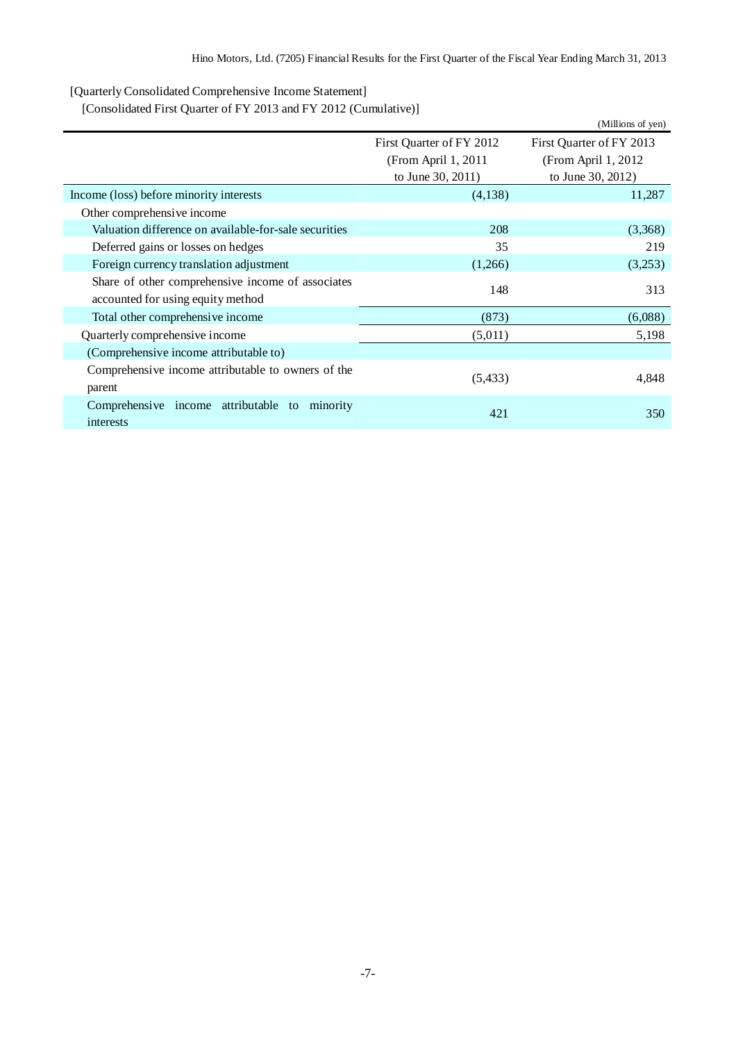[Quarterly Consolidated Comprehensive Income Statement]

[Consolidated First Quarter of FY 2013 and FY 2012 (Cumulative)]

(Millions of yen)

| | First Quarter of FY 2012 (From April 1, 2011 to June 30, 2011) | First Quarter of FY 2013 (From April 1, 2012 to June 30, 2012) |
|---|---|---|
| Income (loss) before minority interests | (4,138) | 11,287 |
| Other comprehensive income | | |
| Valuation difference on available-for-sale securities | 208 | (3,368) |
| Deferred gains or losses on hedges | 35 | 219 |
| Foreign currency translation adjustment | (1,266) | (3,253) |
| Share of other comprehensive income of associates accounted for using equity method | 148 | 313 |
| Total other comprehensive income | (873) | (6,088) |
| Quarterly comprehensive income | (5,011) | 5,198 |
| (Comprehensive income attributable to) | | |
| Comprehensive income attributable to owners of the parent | (5,433) | 4,848 |
| Comprehensive income attributable to minority interests | 421 | 350 |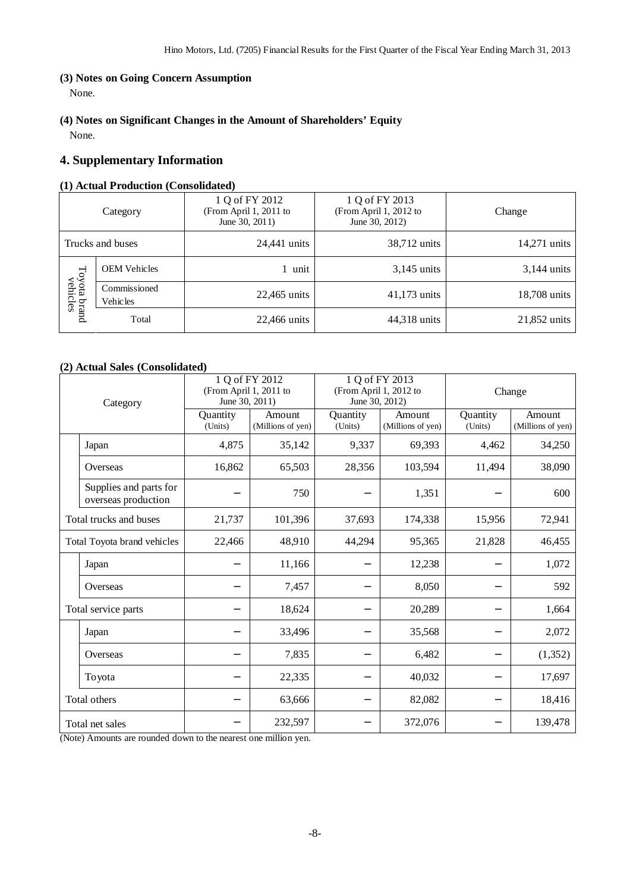**(3) Notes on Going Concern Assumption**

None.

**(4) Notes on Significant Changes in the Amount of Shareholders' Equity**

None.

## 4. Supplementary Information

**(1) Actual Production (Consolidated)**

| Category | | 1 Q of FY 2012 (From April 1, 2011 to June 30, 2011) | 1 Q of FY 2013 (From April 1, 2012 to June 30, 2012) | Change |
|---|---|---|---|---|
| Trucks and buses | | 24,441 units | 38,712 units | 14,271 units |
| Toyota brand vehicles | OEM Vehicles | 1 unit | 3,145 units | 3,144 units |
| | Commissioned Vehicles | 22,465 units | 41,173 units | 18,708 units |
| | Total | 22,466 units | 44,318 units | 21,852 units |

**(2) Actual Sales (Consolidated)**

| Category | | 1 Q of FY 2012 (From April 1, 2011 to June 30, 2011) | | 1 Q of FY 2013 (From April 1, 2012 to June 30, 2012) | | Change | |
|---|---|---|---|---|---|---|---|
| | | Quantity (Units) | Amount (Millions of yen) | Quantity (Units) | Amount (Millions of yen) | Quantity (Units) | Amount (Millions of yen) |
| | Japan | 4,875 | 35,142 | 9,337 | 69,393 | 4,462 | 34,250 |
| | Overseas | 16,862 | 65,503 | 28,356 | 103,594 | 11,494 | 38,090 |
| | Supplies and parts for overseas production | – | 750 | – | 1,351 | – | 600 |
| Total trucks and buses | | 21,737 | 101,396 | 37,693 | 174,338 | 15,956 | 72,941 |
| Total Toyota brand vehicles | | 22,466 | 48,910 | 44,294 | 95,365 | 21,828 | 46,455 |
| | Japan | – | 11,166 | – | 12,238 | – | 1,072 |
| | Overseas | – | 7,457 | – | 8,050 | – | 592 |
| Total service parts | | – | 18,624 | – | 20,289 | – | 1,664 |
| | Japan | – | 33,496 | – | 35,568 | – | 2,072 |
| | Overseas | – | 7,835 | – | 6,482 | – | (1,352) |
| | Toyota | – | 22,335 | – | 40,032 | – | 17,697 |
| Total others | | – | 63,666 | – | 82,082 | – | 18,416 |
| Total net sales | | – | 232,597 | – | 372,076 | – | 139,478 |

(Note) Amounts are rounded down to the nearest one million yen.